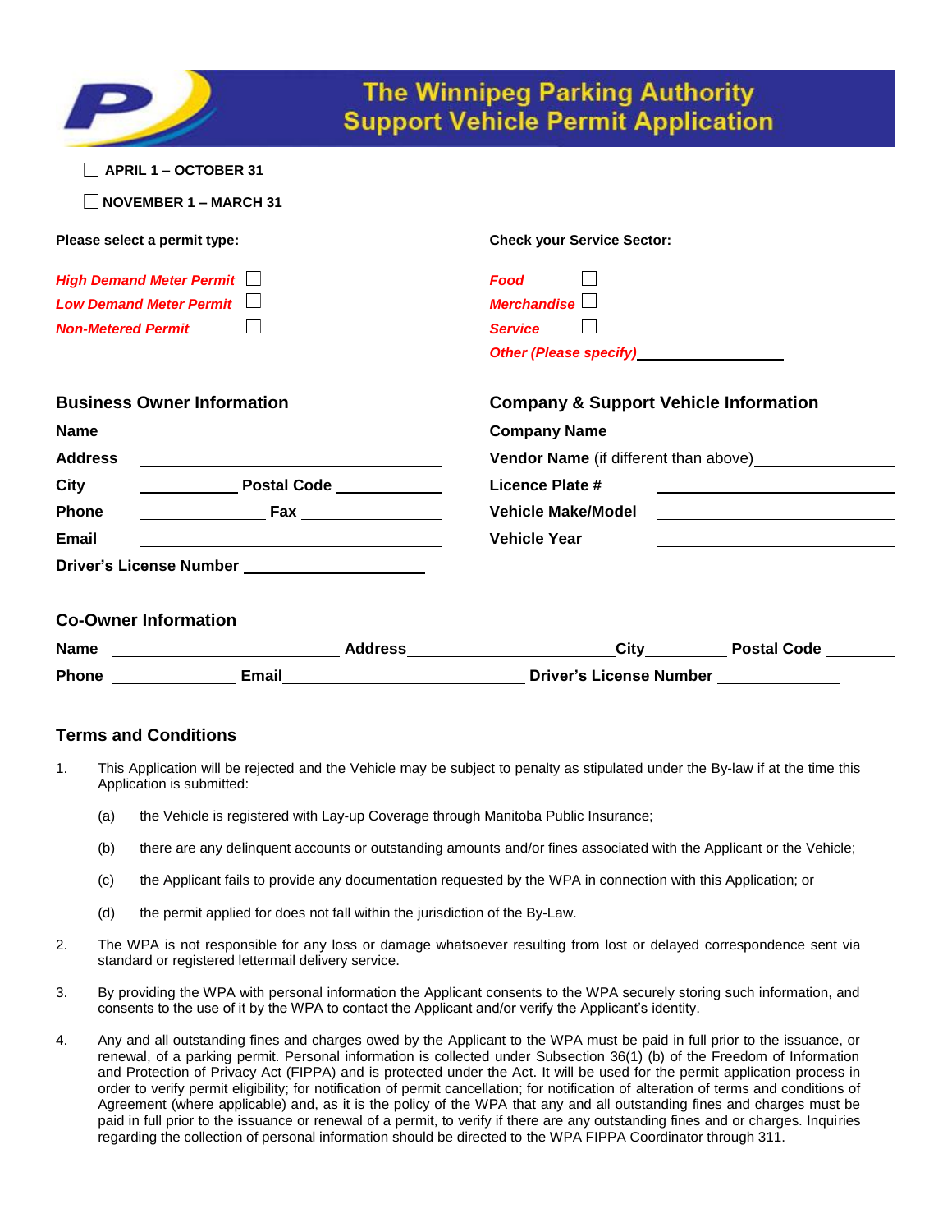# The Winnipeg Parking Authority
# Support Vehicle Permit Application

☐ **APRIL 1 – OCTOBER 31**

☐ **NOVEMBER 1 – MARCH 31**

**Please select a permit type:**

***High Demand Meter Permit*** ☐
***Low Demand Meter Permit*** ☐
***Non-Metered Permit*** ☐

**Check your Service Sector:**

***Food*** ☐
***Merchandise*** ☐
***Service*** ☐
***Other (Please specify)*** ____________________

## Business Owner Information

**Name** ______________________________
**Address** ______________________________
**City** ____________ **Postal Code** ____________
**Phone** ______________ **Fax** ______________
**Email** ______________________________
**Driver's License Number** ____________________

## Company & Support Vehicle Information

**Company Name** ______________________________
**Vendor Name** (if different than above) ____________________
**Licence Plate #** ______________________________
**Vehicle Make/Model** ______________________________
**Vehicle Year** ______________________________

## Co-Owner Information

**Name** ____________________ **Address** ____________________ **City** __________ **Postal Code** __________
**Phone** ______________ **Email** ____________________ **Driver's License Number** ______________

## Terms and Conditions

1. This Application will be rejected and the Vehicle may be subject to penalty as stipulated under the By-law if at the time this Application is submitted:

   (a) the Vehicle is registered with Lay-up Coverage through Manitoba Public Insurance;

   (b) there are any delinquent accounts or outstanding amounts and/or fines associated with the Applicant or the Vehicle;

   (c) the Applicant fails to provide any documentation requested by the WPA in connection with this Application; or

   (d) the permit applied for does not fall within the jurisdiction of the By-Law.

2. The WPA is not responsible for any loss or damage whatsoever resulting from lost or delayed correspondence sent via standard or registered lettermail delivery service.

3. By providing the WPA with personal information the Applicant consents to the WPA securely storing such information, and consents to the use of it by the WPA to contact the Applicant and/or verify the Applicant's identity.

4. Any and all outstanding fines and charges owed by the Applicant to the WPA must be paid in full prior to the issuance, or renewal, of a parking permit. Personal information is collected under Subsection 36(1) (b) of the Freedom of Information and Protection of Privacy Act (FIPPA) and is protected under the Act. It will be used for the permit application process in order to verify permit eligibility; for notification of permit cancellation; for notification of alteration of terms and conditions of Agreement (where applicable) and, as it is the policy of the WPA that any and all outstanding fines and charges must be paid in full prior to the issuance or renewal of a permit, to verify if there are any outstanding fines and or charges. Inquiries regarding the collection of personal information should be directed to the WPA FIPPA Coordinator through 311.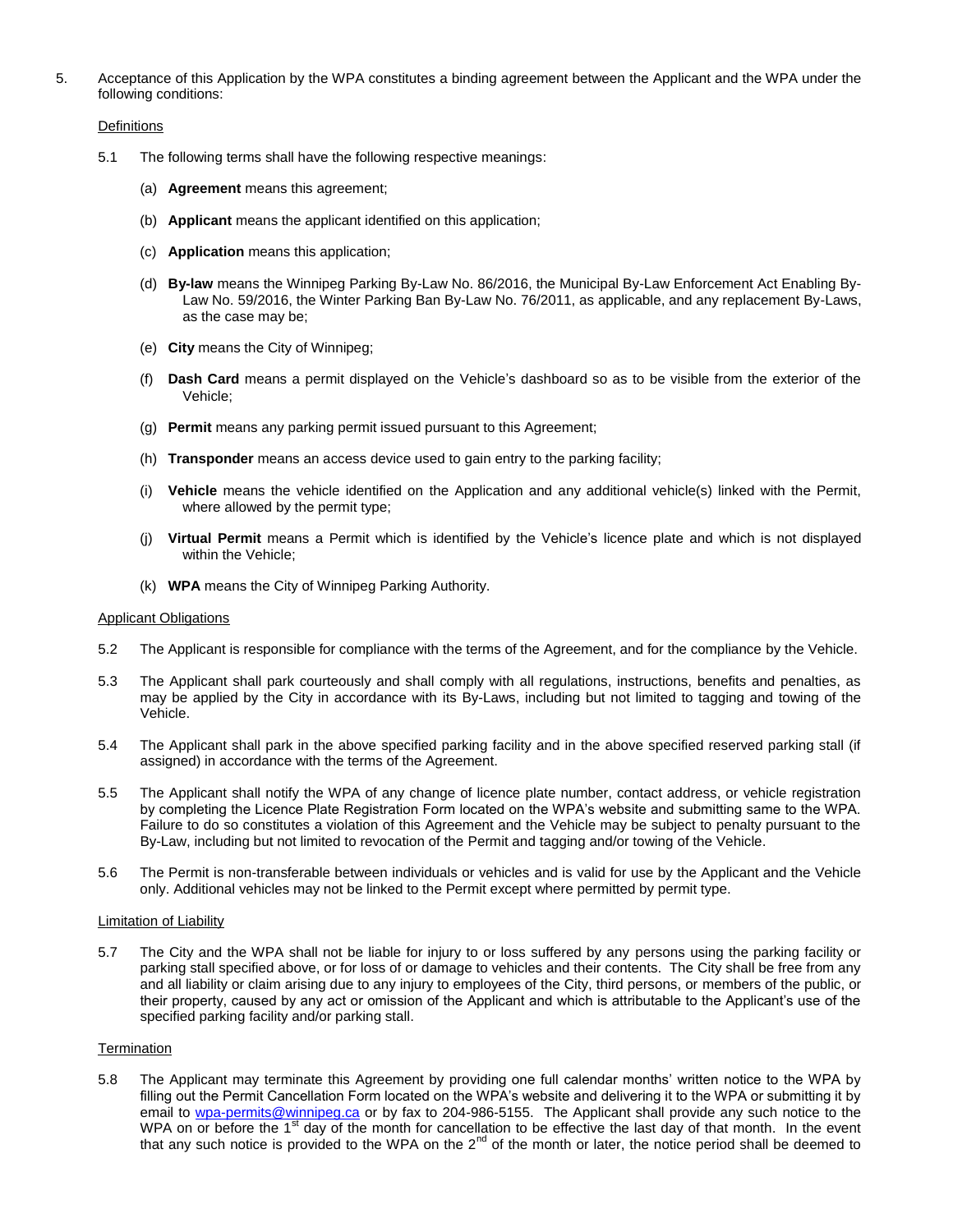5. Acceptance of this Application by the WPA constitutes a binding agreement between the Applicant and the WPA under the following conditions:

Definitions

5.1 The following terms shall have the following respective meanings:

(a) **Agreement** means this agreement;

(b) **Applicant** means the applicant identified on this application;

(c) **Application** means this application;

(d) **By-law** means the Winnipeg Parking By-Law No. 86/2016, the Municipal By-Law Enforcement Act Enabling By-Law No. 59/2016, the Winter Parking Ban By-Law No. 76/2011, as applicable, and any replacement By-Laws, as the case may be;

(e) **City** means the City of Winnipeg;

(f) **Dash Card** means a permit displayed on the Vehicle's dashboard so as to be visible from the exterior of the Vehicle;

(g) **Permit** means any parking permit issued pursuant to this Agreement;

(h) **Transponder** means an access device used to gain entry to the parking facility;

(i) **Vehicle** means the vehicle identified on the Application and any additional vehicle(s) linked with the Permit, where allowed by the permit type;

(j) **Virtual Permit** means a Permit which is identified by the Vehicle's licence plate and which is not displayed within the Vehicle;

(k) **WPA** means the City of Winnipeg Parking Authority.

Applicant Obligations

5.2 The Applicant is responsible for compliance with the terms of the Agreement, and for the compliance by the Vehicle.

5.3 The Applicant shall park courteously and shall comply with all regulations, instructions, benefits and penalties, as may be applied by the City in accordance with its By-Laws, including but not limited to tagging and towing of the Vehicle.

5.4 The Applicant shall park in the above specified parking facility and in the above specified reserved parking stall (if assigned) in accordance with the terms of the Agreement.

5.5 The Applicant shall notify the WPA of any change of licence plate number, contact address, or vehicle registration by completing the Licence Plate Registration Form located on the WPA's website and submitting same to the WPA. Failure to do so constitutes a violation of this Agreement and the Vehicle may be subject to penalty pursuant to the By-Law, including but not limited to revocation of the Permit and tagging and/or towing of the Vehicle.

5.6 The Permit is non-transferable between individuals or vehicles and is valid for use by the Applicant and the Vehicle only. Additional vehicles may not be linked to the Permit except where permitted by permit type.

Limitation of Liability

5.7 The City and the WPA shall not be liable for injury to or loss suffered by any persons using the parking facility or parking stall specified above, or for loss of or damage to vehicles and their contents. The City shall be free from any and all liability or claim arising due to any injury to employees of the City, third persons, or members of the public, or their property, caused by any act or omission of the Applicant and which is attributable to the Applicant's use of the specified parking facility and/or parking stall.

Termination

5.8 The Applicant may terminate this Agreement by providing one full calendar months' written notice to the WPA by filling out the Permit Cancellation Form located on the WPA's website and delivering it to the WPA or submitting it by email to wpa-permits@winnipeg.ca or by fax to 204-986-5155. The Applicant shall provide any such notice to the WPA on or before the 1st day of the month for cancellation to be effective the last day of that month. In the event that any such notice is provided to the WPA on the 2nd of the month or later, the notice period shall be deemed to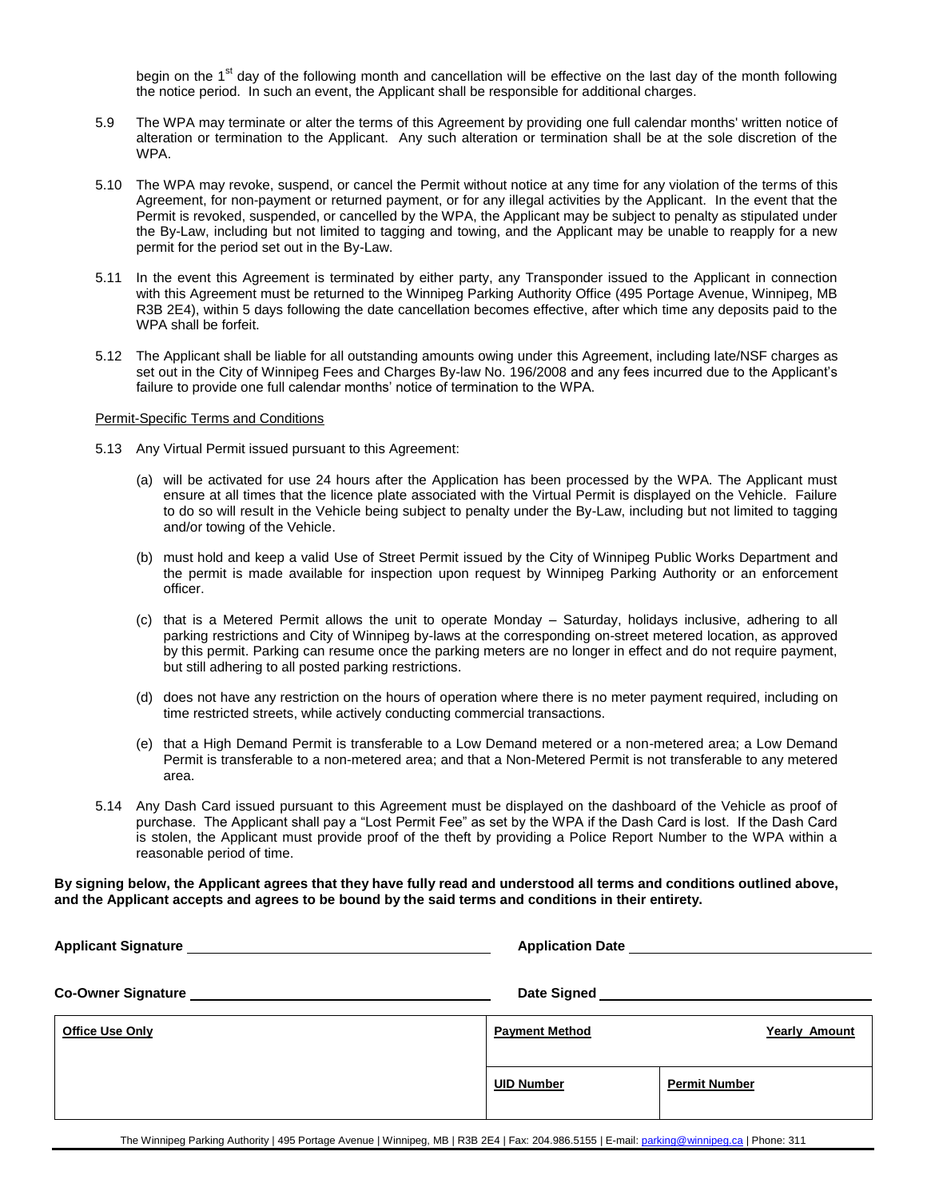begin on the 1st day of the following month and cancellation will be effective on the last day of the month following the notice period. In such an event, the Applicant shall be responsible for additional charges.

5.9 The WPA may terminate or alter the terms of this Agreement by providing one full calendar months' written notice of alteration or termination to the Applicant. Any such alteration or termination shall be at the sole discretion of the WPA.

5.10 The WPA may revoke, suspend, or cancel the Permit without notice at any time for any violation of the terms of this Agreement, for non-payment or returned payment, or for any illegal activities by the Applicant. In the event that the Permit is revoked, suspended, or cancelled by the WPA, the Applicant may be subject to penalty as stipulated under the By-Law, including but not limited to tagging and towing, and the Applicant may be unable to reapply for a new permit for the period set out in the By-Law.

5.11 In the event this Agreement is terminated by either party, any Transponder issued to the Applicant in connection with this Agreement must be returned to the Winnipeg Parking Authority Office (495 Portage Avenue, Winnipeg, MB R3B 2E4), within 5 days following the date cancellation becomes effective, after which time any deposits paid to the WPA shall be forfeit.

5.12 The Applicant shall be liable for all outstanding amounts owing under this Agreement, including late/NSF charges as set out in the City of Winnipeg Fees and Charges By-law No. 196/2008 and any fees incurred due to the Applicant's failure to provide one full calendar months' notice of termination to the WPA.

Permit-Specific Terms and Conditions

5.13 Any Virtual Permit issued pursuant to this Agreement:

(a) will be activated for use 24 hours after the Application has been processed by the WPA. The Applicant must ensure at all times that the licence plate associated with the Virtual Permit is displayed on the Vehicle. Failure to do so will result in the Vehicle being subject to penalty under the By-Law, including but not limited to tagging and/or towing of the Vehicle.

(b) must hold and keep a valid Use of Street Permit issued by the City of Winnipeg Public Works Department and the permit is made available for inspection upon request by Winnipeg Parking Authority or an enforcement officer.

(c) that is a Metered Permit allows the unit to operate Monday – Saturday, holidays inclusive, adhering to all parking restrictions and City of Winnipeg by-laws at the corresponding on-street metered location, as approved by this permit. Parking can resume once the parking meters are no longer in effect and do not require payment, but still adhering to all posted parking restrictions.

(d) does not have any restriction on the hours of operation where there is no meter payment required, including on time restricted streets, while actively conducting commercial transactions.

(e) that a High Demand Permit is transferable to a Low Demand metered or a non-metered area; a Low Demand Permit is transferable to a non-metered area; and that a Non-Metered Permit is not transferable to any metered area.

5.14 Any Dash Card issued pursuant to this Agreement must be displayed on the dashboard of the Vehicle as proof of purchase. The Applicant shall pay a "Lost Permit Fee" as set by the WPA if the Dash Card is lost. If the Dash Card is stolen, the Applicant must provide proof of the theft by providing a Police Report Number to the WPA within a reasonable period of time.

**By signing below, the Applicant agrees that they have fully read and understood all terms and conditions outlined above, and the Applicant accepts and agrees to be bound by the said terms and conditions in their entirety.**

**Applicant Signature** ______________________ **Application Date** ______________________

**Co-Owner Signature** ______________________ **Date Signed** ______________________

| **Office Use Only** | **Payment Method** | **Yearly Amount** |
|---|---|---|
| | **UID Number** | **Permit Number** |

The Winnipeg Parking Authority | 495 Portage Avenue | Winnipeg, MB | R3B 2E4 | Fax: 204.986.5155 | E-mail: parking@winnipeg.ca | Phone: 311